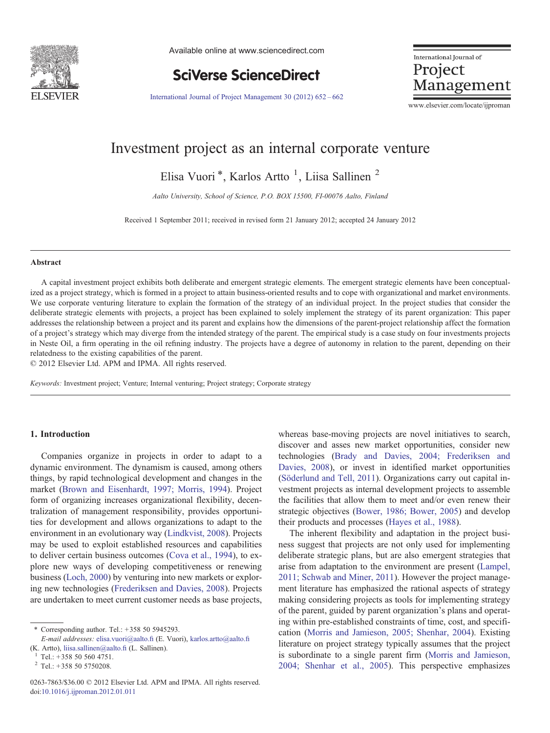# Investment project as an internal corporate venture

Elisa Vuori *, Karlos Artto [1], Liisa Sallinen [2]

*Aalto University, School of Science, P.O. BOX 15500, FI-00076 Aalto, Finland*

Received 1 September 2011; received in revised form 21 January 2012; accepted 24 January 2012

## Abstract

A capital investment project exhibits both deliberate and emergent strategic elements. The emergent strategic elements have been conceptualized as a project strategy, which is formed in a project to attain business-oriented results and to cope with organizational and market environments. We use corporate venturing literature to explain the formation of the strategy of an individual project. In the project studies that consider the deliberate strategic elements with projects, a project has been explained to solely implement the strategy of its parent organization: This paper addresses the relationship between a project and its parent and explains how the dimensions of the parent-project relationship affect the formation of a project's strategy which may diverge from the intended strategy of the parent. The empirical study is a case study on four investments projects in Neste Oil, a firm operating in the oil refining industry. The projects have a degree of autonomy in relation to the parent, depending on their relatedness to the existing capabilities of the parent.

© 2012 Elsevier Ltd. APM and IPMA. All rights reserved.

*Keywords:* Investment project; Venture; Internal venturing; Project strategy; Corporate strategy

## 1. Introduction

Companies organize in projects in order to adapt to a dynamic environment. The dynamism is caused, among others things, by rapid technological development and changes in the market (Brown and Eisenhardt, 1997; Morris, 1994). Project form of organizing increases organizational flexibility, decentralization of management responsibility, provides opportunities for development and allows organizations to adapt to the environment in an evolutionary way (Lindkvist, 2008). Projects may be used to exploit established resources and capabilities to deliver certain business outcomes (Cova et al., 1994), to explore new ways of developing competitiveness or renewing business (Loch, 2000) by venturing into new markets or exploring new technologies (Frederiksen and Davies, 2008). Projects are undertaken to meet current customer needs as base projects, whereas base-moving projects are novel initiatives to search, discover and asses new market opportunities, consider new technologies (Brady and Davies, 2004; Frederiksen and Davies, 2008), or invest in identified market opportunities (Söderlund and Tell, 2011). Organizations carry out capital investment projects as internal development projects to assemble the facilities that allow them to meet and/or even renew their strategic objectives (Bower, 1986; Bower, 2005) and develop their products and processes (Hayes et al., 1988).

The inherent flexibility and adaptation in the project business suggest that projects are not only used for implementing deliberate strategic plans, but are also emergent strategies that arise from adaptation to the environment are present (Lampel, 2011; Schwab and Miner, 2011). However the project management literature has emphasized the rational aspects of strategy making considering projects as tools for implementing strategy of the parent, guided by parent organization's plans and operating within pre-established constraints of time, cost, and specification (Morris and Jamieson, 2005; Shenhar, 2004). Existing literature on project strategy typically assumes that the project is subordinate to a single parent firm (Morris and Jamieson, 2004; Shenhar et al., 2005). This perspective emphasizes

\* Corresponding author. Tel.: +358 50 5945293.
*E-mail addresses:* elisa.vuori@aalto.fi (E. Vuori), karlos.artto@aalto.fi (K. Artto), liisa.sallinen@aalto.fi (L. Sallinen).
[1] Tel.: +358 50 560 4751.
[2] Tel.: +358 50 5750208.

0263-7863/$36.00 © 2012 Elsevier Ltd. APM and IPMA. All rights reserved.
doi:10.1016/j.ijproman.2012.01.011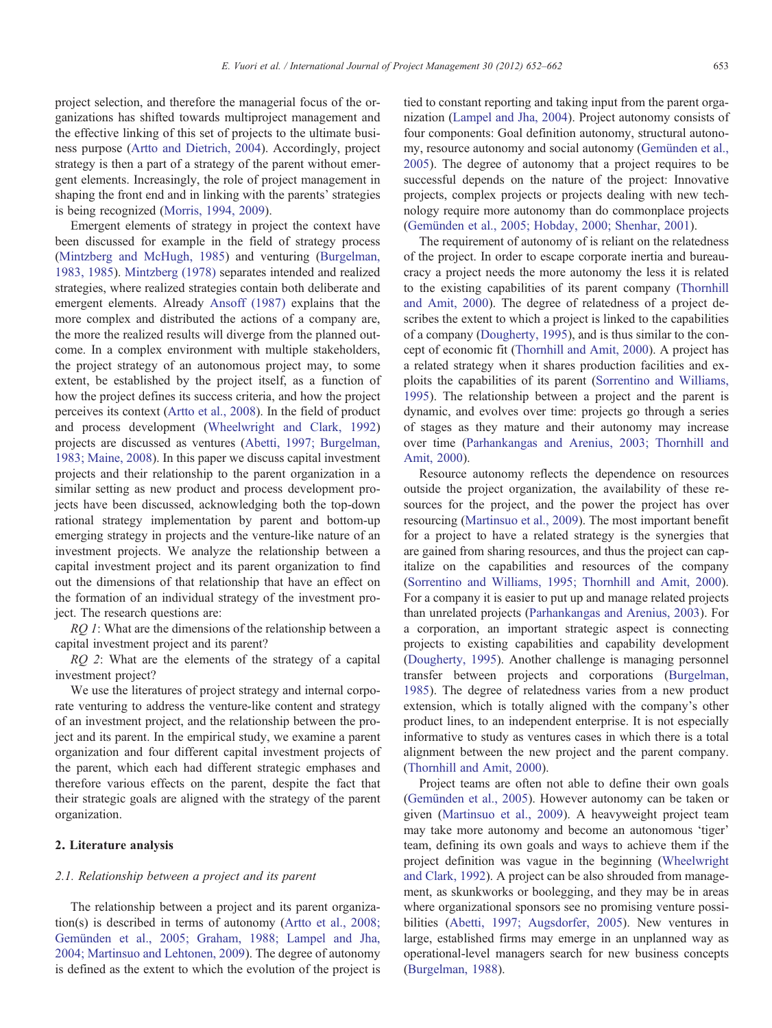project selection, and therefore the managerial focus of the organizations has shifted towards multiproject management and the effective linking of this set of projects to the ultimate business purpose (Artto and Dietrich, 2004). Accordingly, project strategy is then a part of a strategy of the parent without emergent elements. Increasingly, the role of project management in shaping the front end and in linking with the parents' strategies is being recognized (Morris, 1994, 2009).

Emergent elements of strategy in project the context have been discussed for example in the field of strategy process (Mintzberg and McHugh, 1985) and venturing (Burgelman, 1983, 1985). Mintzberg (1978) separates intended and realized strategies, where realized strategies contain both deliberate and emergent elements. Already Ansoff (1987) explains that the more complex and distributed the actions of a company are, the more the realized results will diverge from the planned outcome. In a complex environment with multiple stakeholders, the project strategy of an autonomous project may, to some extent, be established by the project itself, as a function of how the project defines its success criteria, and how the project perceives its context (Artto et al., 2008). In the field of product and process development (Wheelwright and Clark, 1992) projects are discussed as ventures (Abetti, 1997; Burgelman, 1983; Maine, 2008). In this paper we discuss capital investment projects and their relationship to the parent organization in a similar setting as new product and process development projects have been discussed, acknowledging both the top-down rational strategy implementation by parent and bottom-up emerging strategy in projects and the venture-like nature of an investment projects. We analyze the relationship between a capital investment project and its parent organization to find out the dimensions of that relationship that have an effect on the formation of an individual strategy of the investment project. The research questions are:

*RQ 1*: What are the dimensions of the relationship between a capital investment project and its parent?

*RQ 2*: What are the elements of the strategy of a capital investment project?

We use the literatures of project strategy and internal corporate venturing to address the venture-like content and strategy of an investment project, and the relationship between the project and its parent. In the empirical study, we examine a parent organization and four different capital investment projects of the parent, which each had different strategic emphases and therefore various effects on the parent, despite the fact that their strategic goals are aligned with the strategy of the parent organization.

## 2. Literature analysis

### 2.1. Relationship between a project and its parent

The relationship between a project and its parent organization(s) is described in terms of autonomy (Artto et al., 2008; Gemünden et al., 2005; Graham, 1988; Lampel and Jha, 2004; Martinsuo and Lehtonen, 2009). The degree of autonomy is defined as the extent to which the evolution of the project is tied to constant reporting and taking input from the parent organization (Lampel and Jha, 2004). Project autonomy consists of four components: Goal definition autonomy, structural autonomy, resource autonomy and social autonomy (Gemünden et al., 2005). The degree of autonomy that a project requires to be successful depends on the nature of the project: Innovative projects, complex projects or projects dealing with new technology require more autonomy than do commonplace projects (Gemünden et al., 2005; Hobday, 2000; Shenhar, 2001).

The requirement of autonomy of is reliant on the relatedness of the project. In order to escape corporate inertia and bureaucracy a project needs the more autonomy the less it is related to the existing capabilities of its parent company (Thornhill and Amit, 2000). The degree of relatedness of a project describes the extent to which a project is linked to the capabilities of a company (Dougherty, 1995), and is thus similar to the concept of economic fit (Thornhill and Amit, 2000). A project has a related strategy when it shares production facilities and exploits the capabilities of its parent (Sorrentino and Williams, 1995). The relationship between a project and the parent is dynamic, and evolves over time: projects go through a series of stages as they mature and their autonomy may increase over time (Parhankangas and Arenius, 2003; Thornhill and Amit, 2000).

Resource autonomy reflects the dependence on resources outside the project organization, the availability of these resources for the project, and the power the project has over resourcing (Martinsuo et al., 2009). The most important benefit for a project to have a related strategy is the synergies that are gained from sharing resources, and thus the project can capitalize on the capabilities and resources of the company (Sorrentino and Williams, 1995; Thornhill and Amit, 2000). For a company it is easier to put up and manage related projects than unrelated projects (Parhankangas and Arenius, 2003). For a corporation, an important strategic aspect is connecting projects to existing capabilities and capability development (Dougherty, 1995). Another challenge is managing personnel transfer between projects and corporations (Burgelman, 1985). The degree of relatedness varies from a new product extension, which is totally aligned with the company's other product lines, to an independent enterprise. It is not especially informative to study as ventures cases in which there is a total alignment between the new project and the parent company. (Thornhill and Amit, 2000).

Project teams are often not able to define their own goals (Gemünden et al., 2005). However autonomy can be taken or given (Martinsuo et al., 2009). A heavyweight project team may take more autonomy and become an autonomous 'tiger' team, defining its own goals and ways to achieve them if the project definition was vague in the beginning (Wheelwright and Clark, 1992). A project can be also shrouded from management, as skunkworks or boolegging, and they may be in areas where organizational sponsors see no promising venture possibilities (Abetti, 1997; Augsdorfer, 2005). New ventures in large, established firms may emerge in an unplanned way as operational-level managers search for new business concepts (Burgelman, 1988).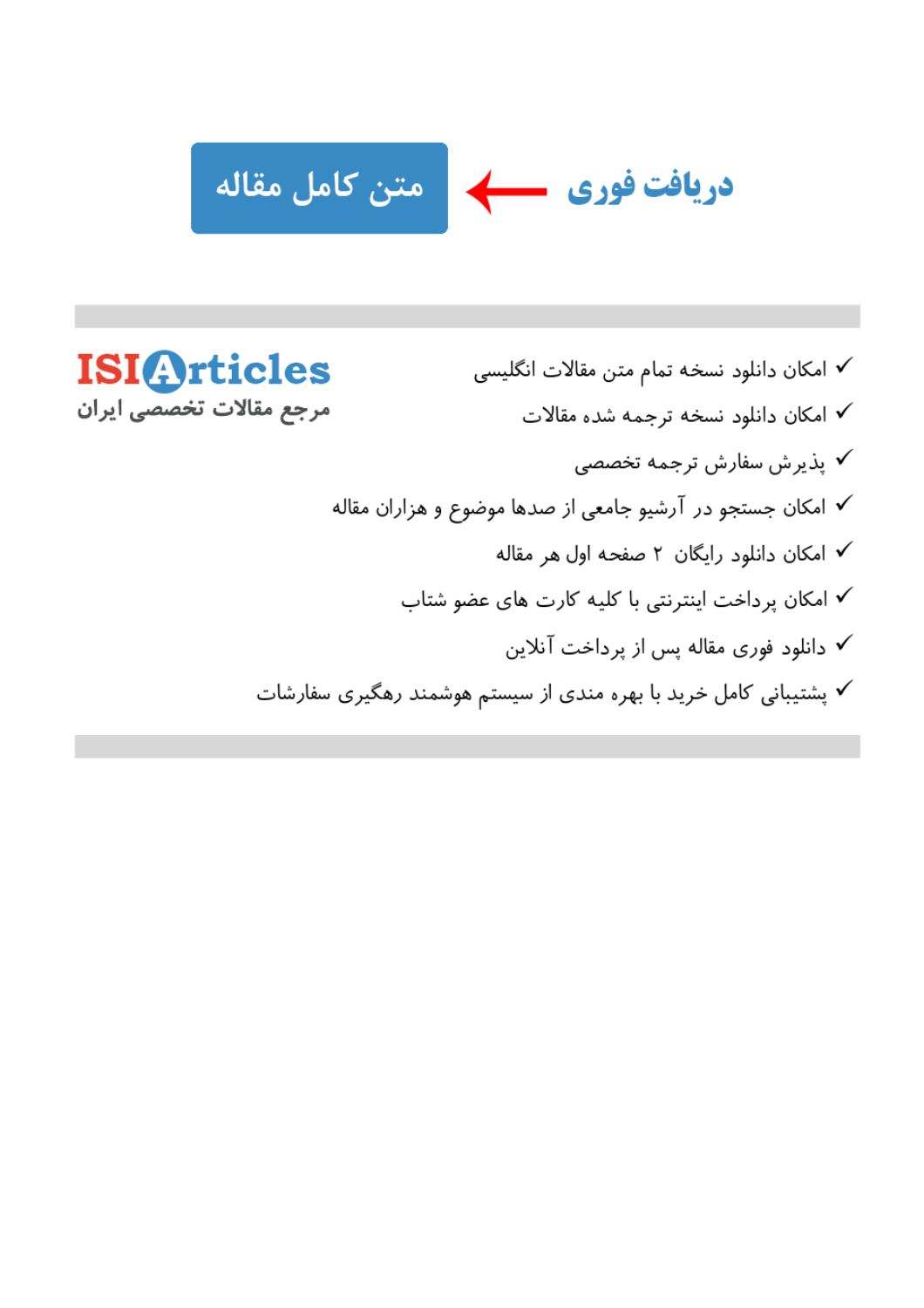دریافت فوری ← متن کامل مقاله

**ISIArticles**

مرجع مقالات تخصصی ایران

- ✓ امکان دانلود نسخه تمام متن مقالات انگلیسی
- ✓ امکان دانلود نسخه ترجمه شده مقالات
- ✓ پذیرش سفارش ترجمه تخصصی
- ✓ امکان جستجو در آرشیو جامعی از صدها موضوع و هزاران مقاله
- ✓ امکان دانلود رایگان ۲ صفحه اول هر مقاله
- ✓ امکان پرداخت اینترنتی با کلیه کارت های عضو شتاب
- ✓ دانلود فوری مقاله پس از پرداخت آنلاین
- ✓ پشتیبانی کامل خرید با بهره مندی از سیستم هوشمند رهگیری سفارشات